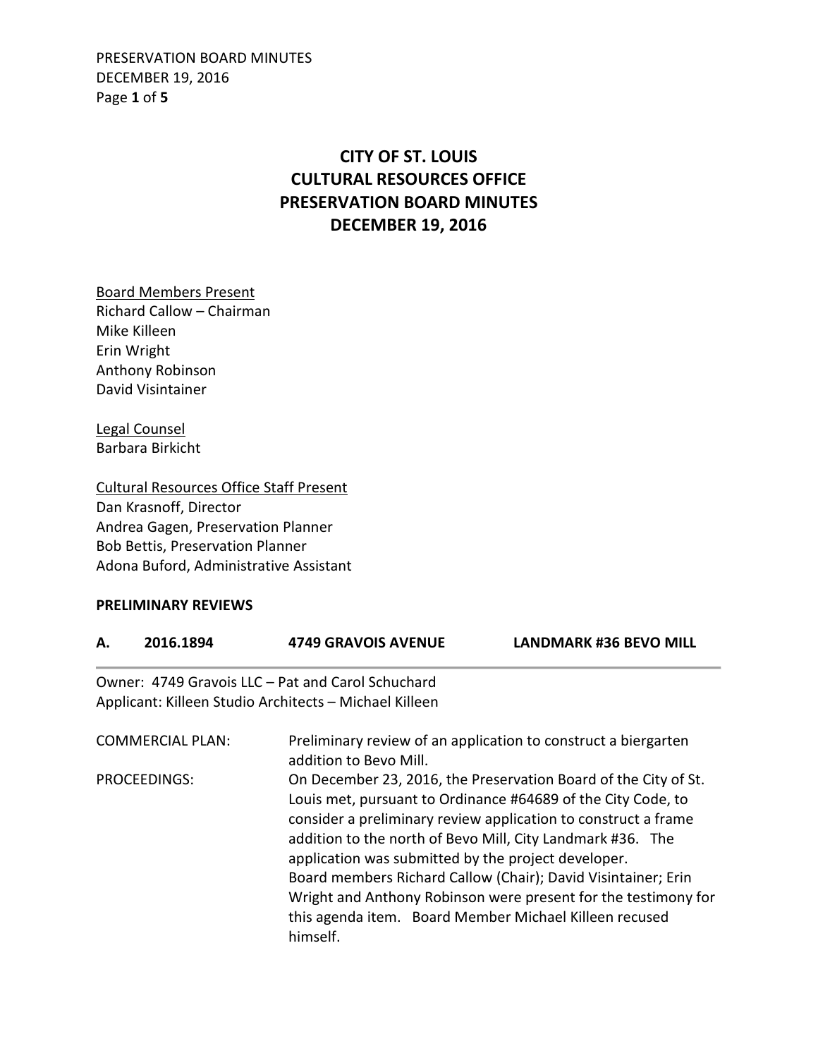# CITY OF ST. LOUIS
# CULTURAL RESOURCES OFFICE
# PRESERVATION BOARD MINUTES
# DECEMBER 19, 2016

Board Members Present
Richard Callow – Chairman
Mike Killeen
Erin Wright
Anthony Robinson
David Visintainer

Legal Counsel
Barbara Birkicht

Cultural Resources Office Staff Present
Dan Krasnoff, Director
Andrea Gagen, Preservation Planner
Bob Bettis, Preservation Planner
Adona Buford, Administrative Assistant

**PRELIMINARY REVIEWS**

**A. 2016.1894 4749 GRAVOIS AVENUE LANDMARK #36 BEVO MILL**

Owner: 4749 Gravois LLC – Pat and Carol Schuchard
Applicant: Killeen Studio Architects – Michael Killeen

COMMERCIAL PLAN: Preliminary review of an application to construct a biergarten addition to Bevo Mill.

PROCEEDINGS: On December 23, 2016, the Preservation Board of the City of St. Louis met, pursuant to Ordinance #64689 of the City Code, to consider a preliminary review application to construct a frame addition to the north of Bevo Mill, City Landmark #36. The application was submitted by the project developer.
Board members Richard Callow (Chair); David Visintainer; Erin Wright and Anthony Robinson were present for the testimony for this agenda item. Board Member Michael Killeen recused himself.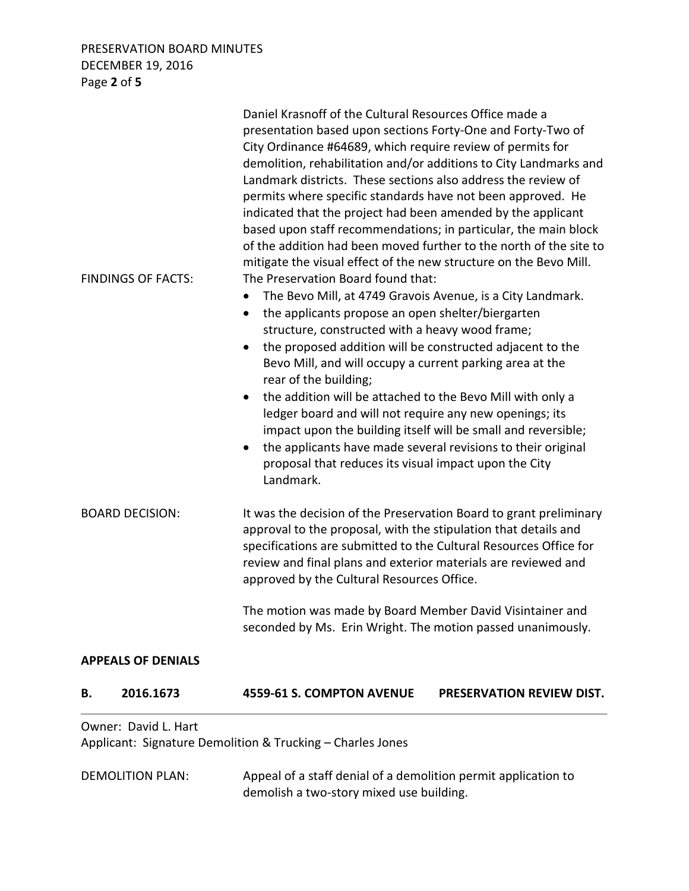Daniel Krasnoff of the Cultural Resources Office made a presentation based upon sections Forty-One and Forty-Two of City Ordinance #64689, which require review of permits for demolition, rehabilitation and/or additions to City Landmarks and Landmark districts. These sections also address the review of permits where specific standards have not been approved. He indicated that the project had been amended by the applicant based upon staff recommendations; in particular, the main block of the addition had been moved further to the north of the site to mitigate the visual effect of the new structure on the Bevo Mill.

FINDINGS OF FACTS: The Preservation Board found that:

- The Bevo Mill, at 4749 Gravois Avenue, is a City Landmark.
- the applicants propose an open shelter/biergarten structure, constructed with a heavy wood frame;
- the proposed addition will be constructed adjacent to the Bevo Mill, and will occupy a current parking area at the rear of the building;
- the addition will be attached to the Bevo Mill with only a ledger board and will not require any new openings; its impact upon the building itself will be small and reversible;
- the applicants have made several revisions to their original proposal that reduces its visual impact upon the City Landmark.

BOARD DECISION: It was the decision of the Preservation Board to grant preliminary approval to the proposal, with the stipulation that details and specifications are submitted to the Cultural Resources Office for review and final plans and exterior materials are reviewed and approved by the Cultural Resources Office.

The motion was made by Board Member David Visintainer and seconded by Ms. Erin Wright. The motion passed unanimously.

**APPEALS OF DENIALS**

**B. 2016.1673 4559-61 S. COMPTON AVENUE PRESERVATION REVIEW DIST.**

Owner: David L. Hart
Applicant: Signature Demolition & Trucking – Charles Jones

DEMOLITION PLAN: Appeal of a staff denial of a demolition permit application to demolish a two-story mixed use building.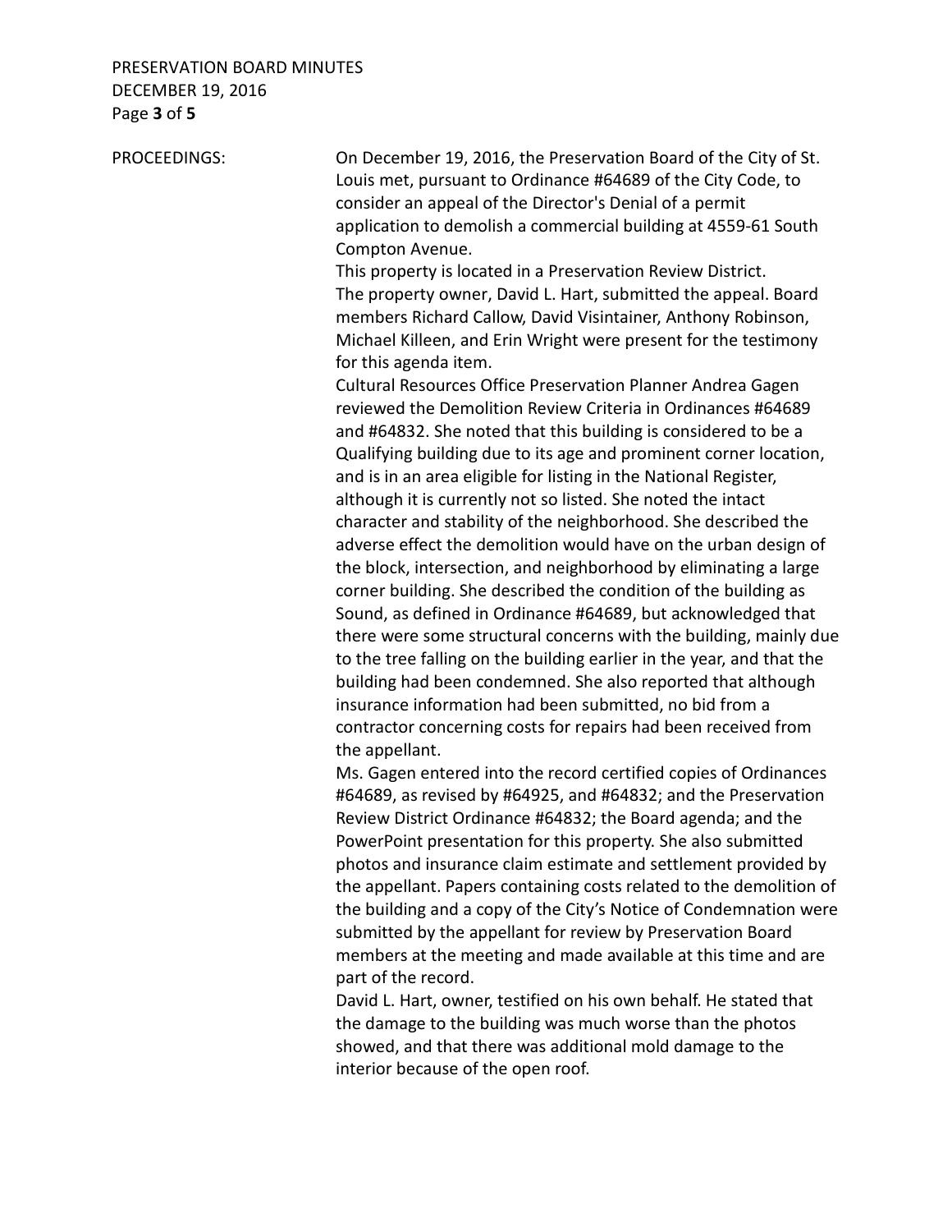PROCEEDINGS:

On December 19, 2016, the Preservation Board of the City of St. Louis met, pursuant to Ordinance #64689 of the City Code, to consider an appeal of the Director's Denial of a permit application to demolish a commercial building at 4559-61 South Compton Avenue.

This property is located in a Preservation Review District.

The property owner, David L. Hart, submitted the appeal. Board members Richard Callow, David Visintainer, Anthony Robinson, Michael Killeen, and Erin Wright were present for the testimony for this agenda item.

Cultural Resources Office Preservation Planner Andrea Gagen reviewed the Demolition Review Criteria in Ordinances #64689 and #64832. She noted that this building is considered to be a Qualifying building due to its age and prominent corner location, and is in an area eligible for listing in the National Register, although it is currently not so listed. She noted the intact character and stability of the neighborhood. She described the adverse effect the demolition would have on the urban design of the block, intersection, and neighborhood by eliminating a large corner building. She described the condition of the building as Sound, as defined in Ordinance #64689, but acknowledged that there were some structural concerns with the building, mainly due to the tree falling on the building earlier in the year, and that the building had been condemned. She also reported that although insurance information had been submitted, no bid from a contractor concerning costs for repairs had been received from the appellant.

Ms. Gagen entered into the record certified copies of Ordinances #64689, as revised by #64925, and #64832; and the Preservation Review District Ordinance #64832; the Board agenda; and the PowerPoint presentation for this property. She also submitted photos and insurance claim estimate and settlement provided by the appellant. Papers containing costs related to the demolition of the building and a copy of the City's Notice of Condemnation were submitted by the appellant for review by Preservation Board members at the meeting and made available at this time and are part of the record.

David L. Hart, owner, testified on his own behalf. He stated that the damage to the building was much worse than the photos showed, and that there was additional mold damage to the interior because of the open roof.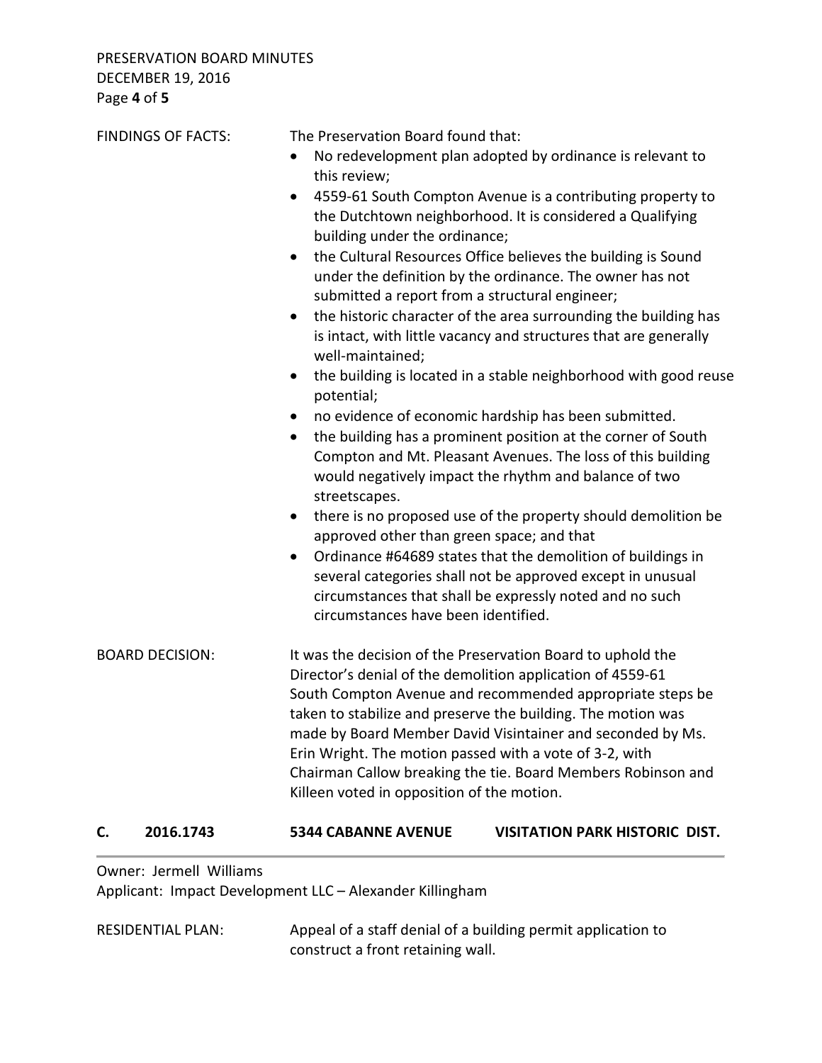FINDINGS OF FACTS: The Preservation Board found that:

- No redevelopment plan adopted by ordinance is relevant to this review;
- 4559-61 South Compton Avenue is a contributing property to the Dutchtown neighborhood. It is considered a Qualifying building under the ordinance;
- the Cultural Resources Office believes the building is Sound under the definition by the ordinance. The owner has not submitted a report from a structural engineer;
- the historic character of the area surrounding the building has is intact, with little vacancy and structures that are generally well-maintained;
- the building is located in a stable neighborhood with good reuse potential;
- no evidence of economic hardship has been submitted.
- the building has a prominent position at the corner of South Compton and Mt. Pleasant Avenues. The loss of this building would negatively impact the rhythm and balance of two streetscapes.
- there is no proposed use of the property should demolition be approved other than green space; and that
- Ordinance #64689 states that the demolition of buildings in several categories shall not be approved except in unusual circumstances that shall be expressly noted and no such circumstances have been identified.

BOARD DECISION: It was the decision of the Preservation Board to uphold the Director's denial of the demolition application of 4559-61 South Compton Avenue and recommended appropriate steps be taken to stabilize and preserve the building. The motion was made by Board Member David Visintainer and seconded by Ms. Erin Wright. The motion passed with a vote of 3-2, with Chairman Callow breaking the tie. Board Members Robinson and Killeen voted in opposition of the motion.

## C. 2016.1743 5344 CABANNE AVENUE VISITATION PARK HISTORIC DIST.

Owner: Jermell Williams

Applicant: Impact Development LLC – Alexander Killingham

RESIDENTIAL PLAN: Appeal of a staff denial of a building permit application to construct a front retaining wall.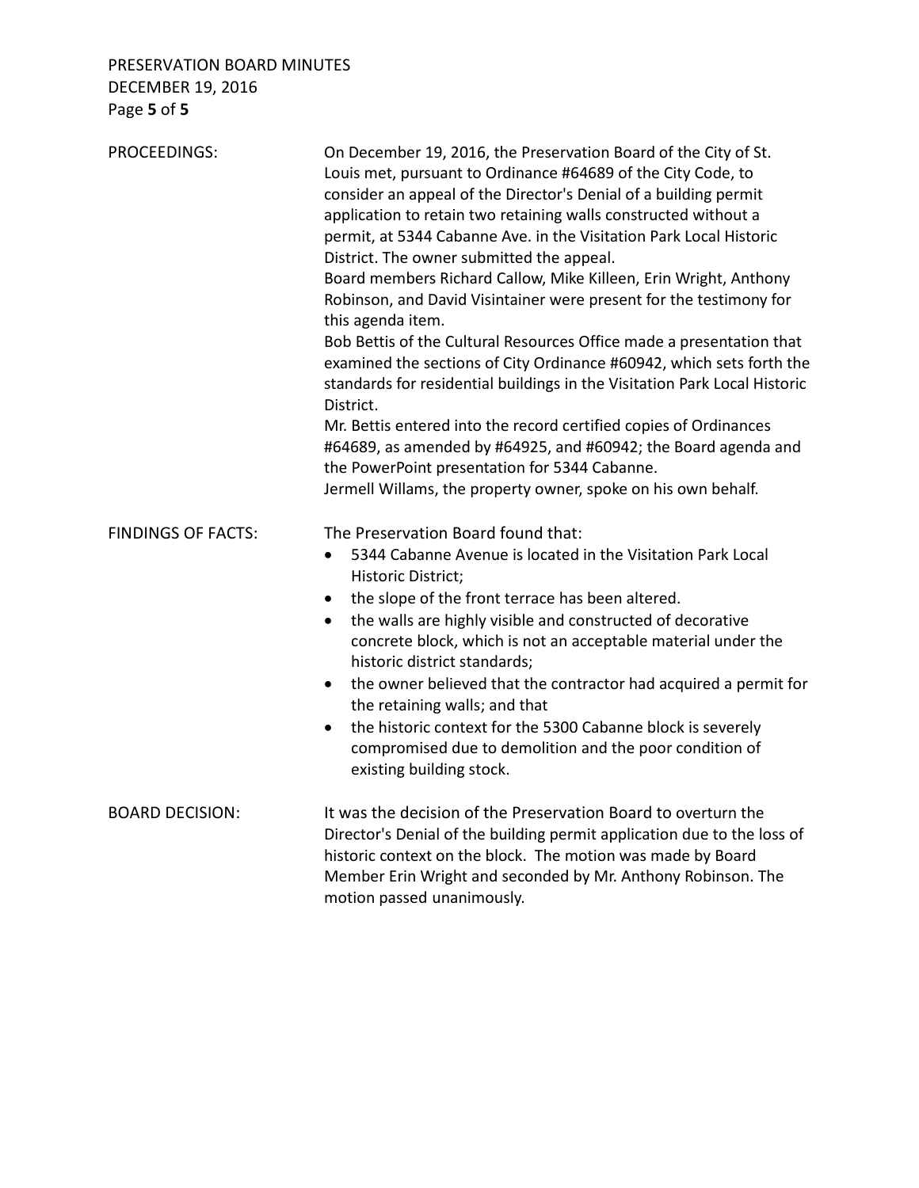PROCEEDINGS:

On December 19, 2016, the Preservation Board of the City of St. Louis met, pursuant to Ordinance #64689 of the City Code, to consider an appeal of the Director's Denial of a building permit application to retain two retaining walls constructed without a permit, at 5344 Cabanne Ave. in the Visitation Park Local Historic District. The owner submitted the appeal.

Board members Richard Callow, Mike Killeen, Erin Wright, Anthony Robinson, and David Visintainer were present for the testimony for this agenda item.

Bob Bettis of the Cultural Resources Office made a presentation that examined the sections of City Ordinance #60942, which sets forth the standards for residential buildings in the Visitation Park Local Historic District.

Mr. Bettis entered into the record certified copies of Ordinances #64689, as amended by #64925, and #60942; the Board agenda and the PowerPoint presentation for 5344 Cabanne.

Jermell Willams, the property owner, spoke on his own behalf.

FINDINGS OF FACTS:

The Preservation Board found that:

- 5344 Cabanne Avenue is located in the Visitation Park Local Historic District;
- the slope of the front terrace has been altered.
- the walls are highly visible and constructed of decorative concrete block, which is not an acceptable material under the historic district standards;
- the owner believed that the contractor had acquired a permit for the retaining walls; and that
- the historic context for the 5300 Cabanne block is severely compromised due to demolition and the poor condition of existing building stock.

BOARD DECISION:

It was the decision of the Preservation Board to overturn the Director's Denial of the building permit application due to the loss of historic context on the block. The motion was made by Board Member Erin Wright and seconded by Mr. Anthony Robinson. The motion passed unanimously.